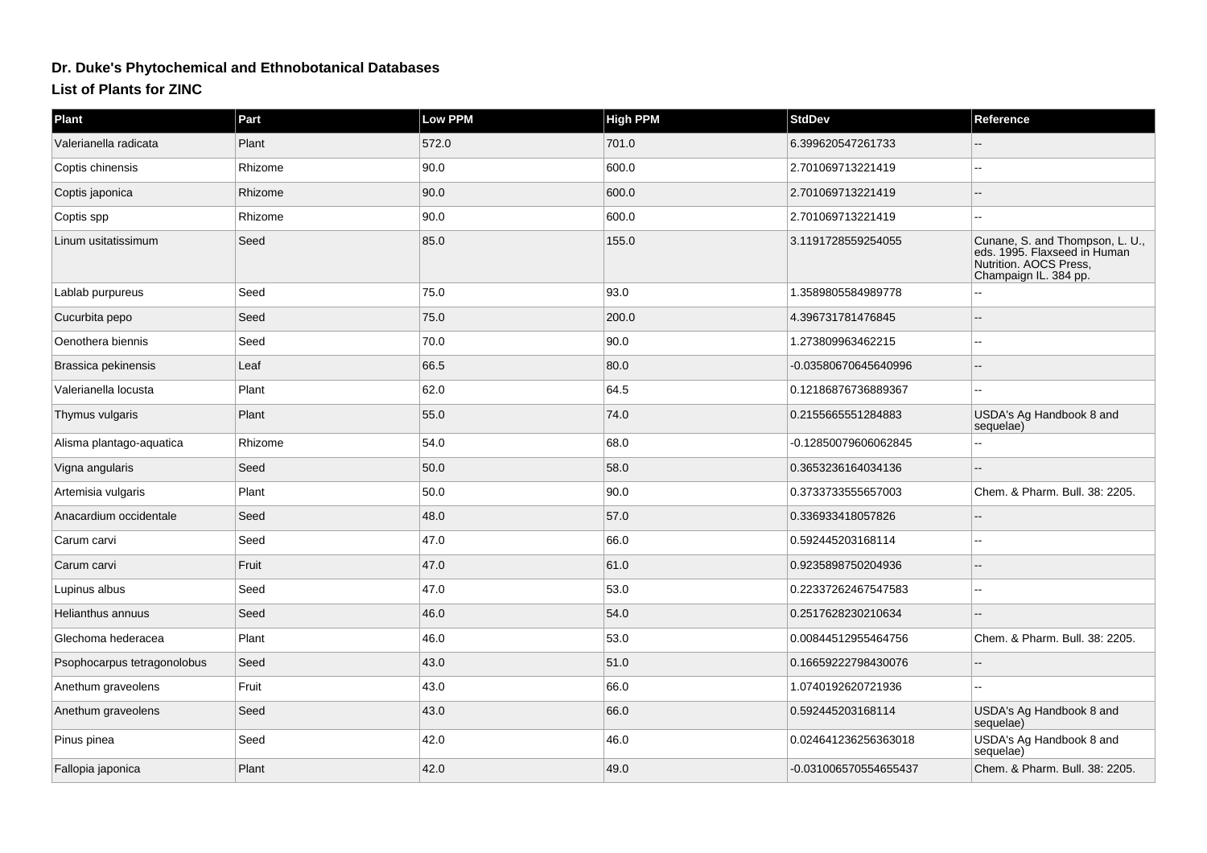# Dr. Duke's Phytochemical and Ethnobotanical Databases

## List of Plants for ZINC

| Plant | Part | Low PPM | High PPM | StdDev | Reference |
| --- | --- | --- | --- | --- | --- |
| Valerianella radicata | Plant | 572.0 | 701.0 | 6.399620547261733 | -- |
| Coptis chinensis | Rhizome | 90.0 | 600.0 | 2.701069713221419 | -- |
| Coptis japonica | Rhizome | 90.0 | 600.0 | 2.701069713221419 | -- |
| Coptis spp | Rhizome | 90.0 | 600.0 | 2.701069713221419 | -- |
| Linum usitatissimum | Seed | 85.0 | 155.0 | 3.1191728559254055 | Cunane, S. and Thompson, L. U., eds. 1995. Flaxseed in Human Nutrition. AOCS Press, Champaign IL. 384 pp. |
| Lablab purpureus | Seed | 75.0 | 93.0 | 1.3589805584989778 | -- |
| Cucurbita pepo | Seed | 75.0 | 200.0 | 4.396731781476845 | -- |
| Oenothera biennis | Seed | 70.0 | 90.0 | 1.273809963462215 | -- |
| Brassica pekinensis | Leaf | 66.5 | 80.0 | -0.03580670645640996 | -- |
| Valerianella locusta | Plant | 62.0 | 64.5 | 0.12186876736889367 | -- |
| Thymus vulgaris | Plant | 55.0 | 74.0 | 0.2155665551284883 | USDA's Ag Handbook 8 and sequelae) |
| Alisma plantago-aquatica | Rhizome | 54.0 | 68.0 | -0.12850079606062845 | -- |
| Vigna angularis | Seed | 50.0 | 58.0 | 0.3653236164034136 | -- |
| Artemisia vulgaris | Plant | 50.0 | 90.0 | 0.3733733555657003 | Chem. & Pharm. Bull. 38: 2205. |
| Anacardium occidentale | Seed | 48.0 | 57.0 | 0.336933418057826 | -- |
| Carum carvi | Seed | 47.0 | 66.0 | 0.592445203168114 | -- |
| Carum carvi | Fruit | 47.0 | 61.0 | 0.9235898750204936 | -- |
| Lupinus albus | Seed | 47.0 | 53.0 | 0.22337262467547583 | -- |
| Helianthus annuus | Seed | 46.0 | 54.0 | 0.2517628230210634 | -- |
| Glechoma hederacea | Plant | 46.0 | 53.0 | 0.00844512955464756 | Chem. & Pharm. Bull. 38: 2205. |
| Psophocarpus tetragonolobus | Seed | 43.0 | 51.0 | 0.16659222798430076 | -- |
| Anethum graveolens | Fruit | 43.0 | 66.0 | 1.0740192620721936 | -- |
| Anethum graveolens | Seed | 43.0 | 66.0 | 0.592445203168114 | USDA's Ag Handbook 8 and sequelae) |
| Pinus pinea | Seed | 42.0 | 46.0 | 0.024641236256363018 | USDA's Ag Handbook 8 and sequelae) |
| Fallopia japonica | Plant | 42.0 | 49.0 | -0.031006570554655437 | Chem. & Pharm. Bull. 38: 2205. |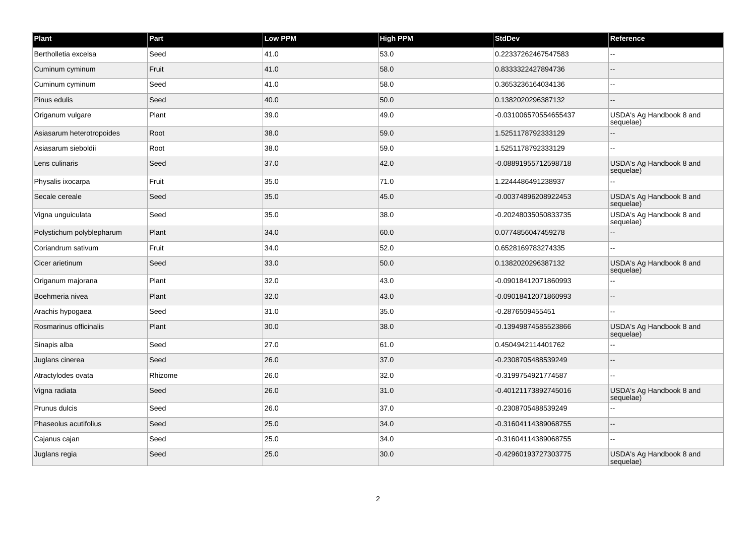| Plant | Part | Low PPM | High PPM | StdDev | Reference |
| --- | --- | --- | --- | --- | --- |
| Bertholletia excelsa | Seed | 41.0 | 53.0 | 0.22337262467547583 | -- |
| Cuminum cyminum | Fruit | 41.0 | 58.0 | 0.8333322427894736 | -- |
| Cuminum cyminum | Seed | 41.0 | 58.0 | 0.3653236164034136 | -- |
| Pinus edulis | Seed | 40.0 | 50.0 | 0.1382020296387132 | -- |
| Origanum vulgare | Plant | 39.0 | 49.0 | -0.031006570554655437 | USDA's Ag Handbook 8 and sequelae) |
| Asiasarum heterotropoides | Root | 38.0 | 59.0 | 1.5251178792333129 | -- |
| Asiasarum sieboldii | Root | 38.0 | 59.0 | 1.5251178792333129 | -- |
| Lens culinaris | Seed | 37.0 | 42.0 | -0.08891955712598718 | USDA's Ag Handbook 8 and sequelae) |
| Physalis ixocarpa | Fruit | 35.0 | 71.0 | 1.2244486491238937 | -- |
| Secale cereale | Seed | 35.0 | 45.0 | -0.00374896208922453 | USDA's Ag Handbook 8 and sequelae) |
| Vigna unguiculata | Seed | 35.0 | 38.0 | -0.20248035050833735 | USDA's Ag Handbook 8 and sequelae) |
| Polystichum polyblepharum | Plant | 34.0 | 60.0 | 0.0774856047459278 | -- |
| Coriandrum sativum | Fruit | 34.0 | 52.0 | 0.6528169783274335 | -- |
| Cicer arietinum | Seed | 33.0 | 50.0 | 0.1382020296387132 | USDA's Ag Handbook 8 and sequelae) |
| Origanum majorana | Plant | 32.0 | 43.0 | -0.09018412071860993 | -- |
| Boehmeria nivea | Plant | 32.0 | 43.0 | -0.09018412071860993 | -- |
| Arachis hypogaea | Seed | 31.0 | 35.0 | -0.2876509455451 | -- |
| Rosmarinus officinalis | Plant | 30.0 | 38.0 | -0.13949874585523866 | USDA's Ag Handbook 8 and sequelae) |
| Sinapis alba | Seed | 27.0 | 61.0 | 0.4504942114401762 | -- |
| Juglans cinerea | Seed | 26.0 | 37.0 | -0.2308705488539249 | -- |
| Atractylodes ovata | Rhizome | 26.0 | 32.0 | -0.3199754921774587 | -- |
| Vigna radiata | Seed | 26.0 | 31.0 | -0.40121173892745016 | USDA's Ag Handbook 8 and sequelae) |
| Prunus dulcis | Seed | 26.0 | 37.0 | -0.2308705488539249 | -- |
| Phaseolus acutifolius | Seed | 25.0 | 34.0 | -0.31604114389068755 | -- |
| Cajanus cajan | Seed | 25.0 | 34.0 | -0.31604114389068755 | -- |
| Juglans regia | Seed | 25.0 | 30.0 | -0.42960193727303775 | USDA's Ag Handbook 8 and sequelae) |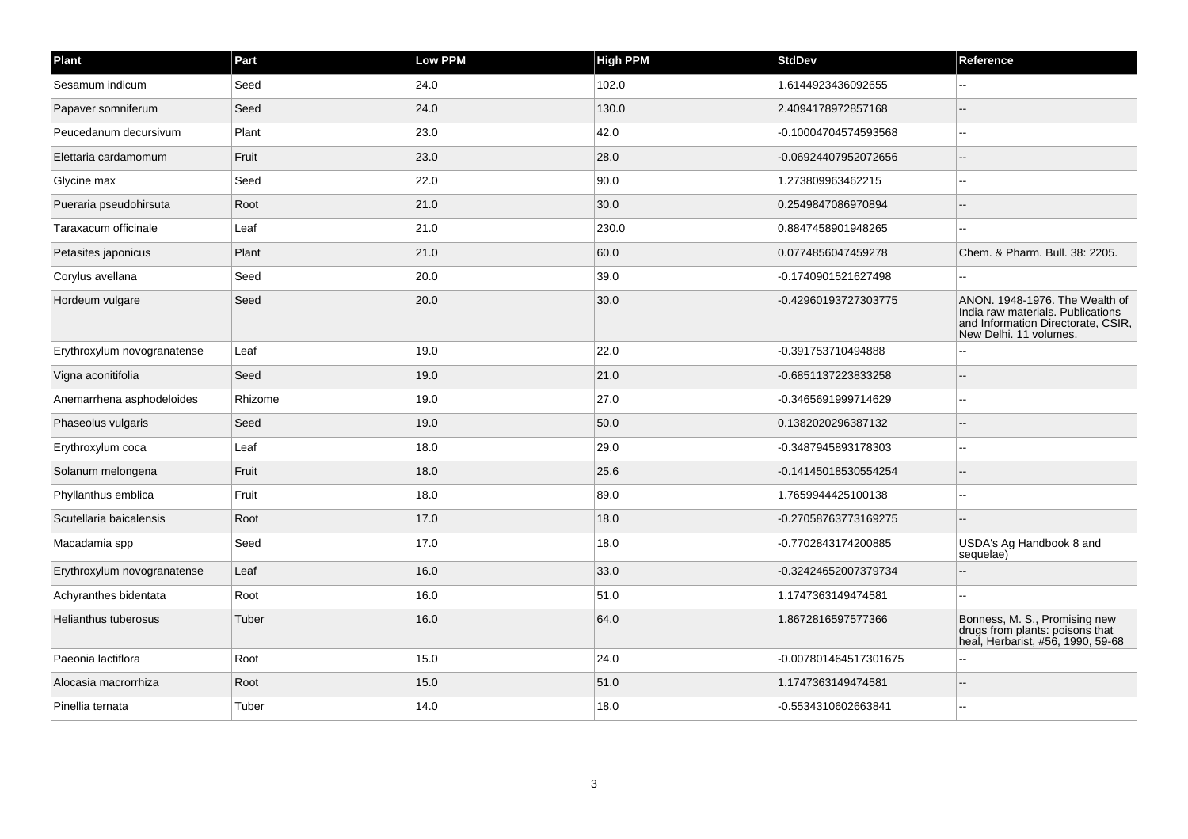| Plant | Part | Low PPM | High PPM | StdDev | Reference |
| --- | --- | --- | --- | --- | --- |
| Sesamum indicum | Seed | 24.0 | 102.0 | 1.6144923436092655 | -- |
| Papaver somniferum | Seed | 24.0 | 130.0 | 2.4094178972857168 | -- |
| Peucedanum decursivum | Plant | 23.0 | 42.0 | -0.10004704574593568 | -- |
| Elettaria cardamomum | Fruit | 23.0 | 28.0 | -0.06924407952072656 | -- |
| Glycine max | Seed | 22.0 | 90.0 | 1.273809963462215 | -- |
| Pueraria pseudohirsuta | Root | 21.0 | 30.0 | 0.2549847086970894 | -- |
| Taraxacum officinale | Leaf | 21.0 | 230.0 | 0.8847458901948265 | -- |
| Petasites japonicus | Plant | 21.0 | 60.0 | 0.0774856047459278 | Chem. & Pharm. Bull. 38: 2205. |
| Corylus avellana | Seed | 20.0 | 39.0 | -0.1740901521627498 | -- |
| Hordeum vulgare | Seed | 20.0 | 30.0 | -0.42960193727303775 | ANON. 1948-1976. The Wealth of India raw materials. Publications and Information Directorate, CSIR, New Delhi. 11 volumes. |
| Erythroxylum novogranatense | Leaf | 19.0 | 22.0 | -0.391753710494888 | -- |
| Vigna aconitifolia | Seed | 19.0 | 21.0 | -0.6851137223833258 | -- |
| Anemarrhena asphodeloides | Rhizome | 19.0 | 27.0 | -0.3465691999714629 | -- |
| Phaseolus vulgaris | Seed | 19.0 | 50.0 | 0.1382020296387132 | -- |
| Erythroxylum coca | Leaf | 18.0 | 29.0 | -0.3487945893178303 | -- |
| Solanum melongena | Fruit | 18.0 | 25.6 | -0.14145018530554254 | -- |
| Phyllanthus emblica | Fruit | 18.0 | 89.0 | 1.7659944425100138 | -- |
| Scutellaria baicalensis | Root | 17.0 | 18.0 | -0.27058763773169275 | -- |
| Macadamia spp | Seed | 17.0 | 18.0 | -0.7702843174200885 | USDA's Ag Handbook 8 and sequelae) |
| Erythroxylum novogranatense | Leaf | 16.0 | 33.0 | -0.32424652007379734 | -- |
| Achyranthes bidentata | Root | 16.0 | 51.0 | 1.1747363149474581 | -- |
| Helianthus tuberosus | Tuber | 16.0 | 64.0 | 1.8672816597577366 | Bonness, M. S., Promising new drugs from plants: poisons that heal, Herbarist, #56, 1990, 59-68 |
| Paeonia lactiflora | Root | 15.0 | 24.0 | -0.007801464517301675 | -- |
| Alocasia macrorrhiza | Root | 15.0 | 51.0 | 1.1747363149474581 | -- |
| Pinellia ternata | Tuber | 14.0 | 18.0 | -0.5534310602663841 | -- |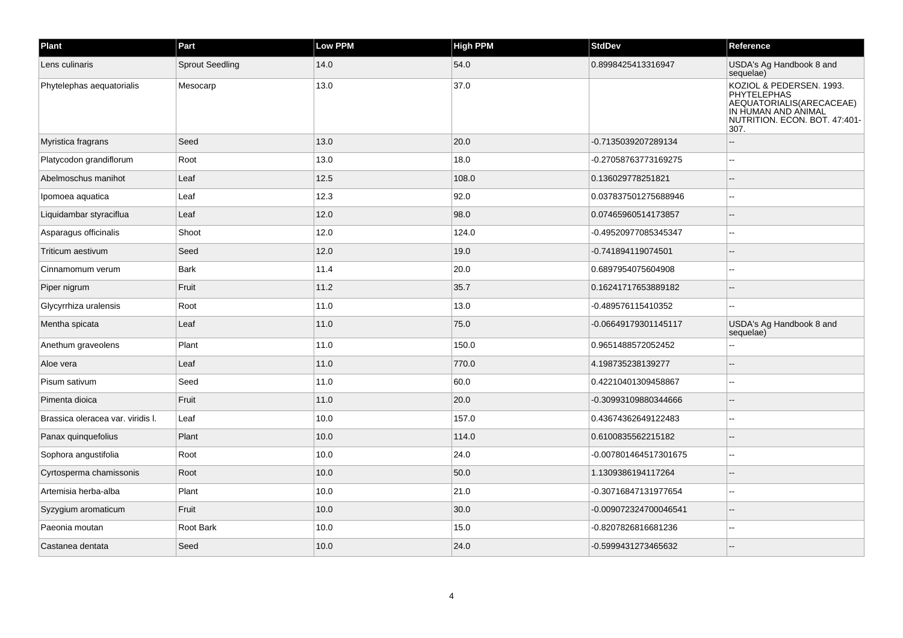| Plant | Part | Low PPM | High PPM | StdDev | Reference |
|---|---|---|---|---|---|
| Lens culinaris | Sprout Seedling | 14.0 | 54.0 | 0.8998425413316947 | USDA's Ag Handbook 8 and sequelae) |
| Phytelephas aequatorialis | Mesocarp | 13.0 | 37.0 | | KOZIOL & PEDERSEN. 1993. PHYTELEPHAS AEQUATORIALIS(ARECACEAE) IN HUMAN AND ANIMAL NUTRITION. ECON. BOT. 47:401-307. |
| Myristica fragrans | Seed | 13.0 | 20.0 | -0.7135039207289134 | -- |
| Platycodon grandiflorum | Root | 13.0 | 18.0 | -0.27058763773169275 | -- |
| Abelmoschus manihot | Leaf | 12.5 | 108.0 | 0.136029778251821 | -- |
| Ipomoea aquatica | Leaf | 12.3 | 92.0 | 0.037837501275688946 | -- |
| Liquidambar styraciflua | Leaf | 12.0 | 98.0 | 0.07465960514173857 | -- |
| Asparagus officinalis | Shoot | 12.0 | 124.0 | -0.49520977085345347 | -- |
| Triticum aestivum | Seed | 12.0 | 19.0 | -0.741894119074501 | -- |
| Cinnamomum verum | Bark | 11.4 | 20.0 | 0.6897954075604908 | -- |
| Piper nigrum | Fruit | 11.2 | 35.7 | 0.16241717653889182 | -- |
| Glycyrrhiza uralensis | Root | 11.0 | 13.0 | -0.489576115410352 | -- |
| Mentha spicata | Leaf | 11.0 | 75.0 | -0.06649179301145117 | USDA's Ag Handbook 8 and sequelae) |
| Anethum graveolens | Plant | 11.0 | 150.0 | 0.9651488572052452 | -- |
| Aloe vera | Leaf | 11.0 | 770.0 | 4.198735238139277 | -- |
| Pisum sativum | Seed | 11.0 | 60.0 | 0.42210401309458867 | -- |
| Pimenta dioica | Fruit | 11.0 | 20.0 | -0.30993109880344666 | -- |
| Brassica oleracea var. viridis l. | Leaf | 10.0 | 157.0 | 0.43674362649122483 | -- |
| Panax quinquefolius | Plant | 10.0 | 114.0 | 0.6100835562215182 | -- |
| Sophora angustifolia | Root | 10.0 | 24.0 | -0.007801464517301675 | -- |
| Cyrtosperma chamissonis | Root | 10.0 | 50.0 | 1.1309386194117264 | -- |
| Artemisia herba-alba | Plant | 10.0 | 21.0 | -0.30716847131977654 | -- |
| Syzygium aromaticum | Fruit | 10.0 | 30.0 | -0.009072324700046541 | -- |
| Paeonia moutan | Root Bark | 10.0 | 15.0 | -0.8207826816681236 | -- |
| Castanea dentata | Seed | 10.0 | 24.0 | -0.5999431273465632 | -- |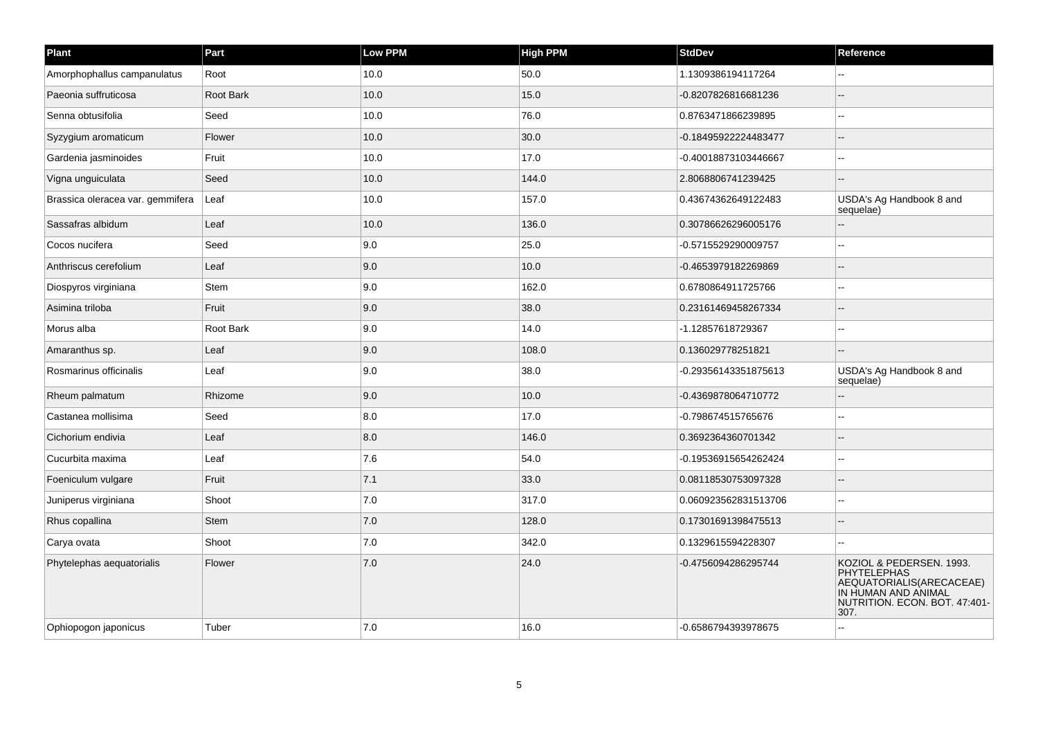| Plant | Part | Low PPM | High PPM | StdDev | Reference |
| --- | --- | --- | --- | --- | --- |
| Amorphophallus campanulatus | Root | 10.0 | 50.0 | 1.1309386194117264 | -- |
| Paeonia suffruticosa | Root Bark | 10.0 | 15.0 | -0.8207826816681236 | -- |
| Senna obtusifolia | Seed | 10.0 | 76.0 | 0.8763471866239895 | -- |
| Syzygium aromaticum | Flower | 10.0 | 30.0 | -0.18495922224483477 | -- |
| Gardenia jasminoides | Fruit | 10.0 | 17.0 | -0.40018873103446667 | -- |
| Vigna unguiculata | Seed | 10.0 | 144.0 | 2.8068806741239425 | -- |
| Brassica oleracea var. gemmifera | Leaf | 10.0 | 157.0 | 0.43674362649122483 | USDA's Ag Handbook 8 and sequelae) |
| Sassafras albidum | Leaf | 10.0 | 136.0 | 0.30786626296005176 | -- |
| Cocos nucifera | Seed | 9.0 | 25.0 | -0.5715529290009757 | -- |
| Anthriscus cerefolium | Leaf | 9.0 | 10.0 | -0.4653979182269869 | -- |
| Diospyros virginiana | Stem | 9.0 | 162.0 | 0.6780864911725766 | -- |
| Asimina triloba | Fruit | 9.0 | 38.0 | 0.23161469458267334 | -- |
| Morus alba | Root Bark | 9.0 | 14.0 | -1.12857618729367 | -- |
| Amaranthus sp. | Leaf | 9.0 | 108.0 | 0.136029778251821 | -- |
| Rosmarinus officinalis | Leaf | 9.0 | 38.0 | -0.29356143351875613 | USDA's Ag Handbook 8 and sequelae) |
| Rheum palmatum | Rhizome | 9.0 | 10.0 | -0.4369878064710772 | -- |
| Castanea mollisima | Seed | 8.0 | 17.0 | -0.798674515765676 | -- |
| Cichorium endivia | Leaf | 8.0 | 146.0 | 0.3692364360701342 | -- |
| Cucurbita maxima | Leaf | 7.6 | 54.0 | -0.19536915654262424 | -- |
| Foeniculum vulgare | Fruit | 7.1 | 33.0 | 0.08118530753097328 | -- |
| Juniperus virginiana | Shoot | 7.0 | 317.0 | 0.060923562831513706 | -- |
| Rhus copallina | Stem | 7.0 | 128.0 | 0.17301691398475513 | -- |
| Carya ovata | Shoot | 7.0 | 342.0 | 0.1329615594228307 | -- |
| Phytelephas aequatorialis | Flower | 7.0 | 24.0 | -0.4756094286295744 | KOZIOL & PEDERSEN. 1993. PHYTELEPHAS AEQUATORIALIS(ARECACEAE) IN HUMAN AND ANIMAL NUTRITION. ECON. BOT. 47:401-307. |
| Ophiopogon japonicus | Tuber | 7.0 | 16.0 | -0.6586794393978675 | -- |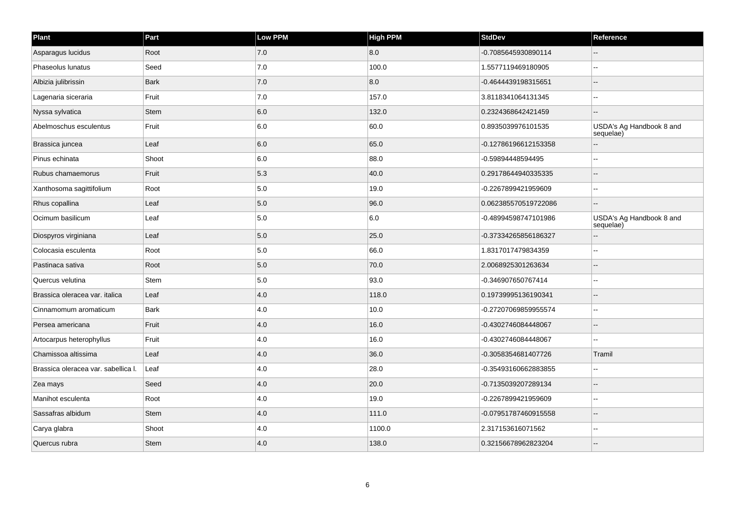| Plant | Part | Low PPM | High PPM | StdDev | Reference |
| --- | --- | --- | --- | --- | --- |
| Asparagus lucidus | Root | 7.0 | 8.0 | -0.7085645930890114 | -- |
| Phaseolus lunatus | Seed | 7.0 | 100.0 | 1.5577119469180905 | -- |
| Albizia julibrissin | Bark | 7.0 | 8.0 | -0.4644439198315651 | -- |
| Lagenaria siceraria | Fruit | 7.0 | 157.0 | 3.8118341064131345 | -- |
| Nyssa sylvatica | Stem | 6.0 | 132.0 | 0.2324368642421459 | -- |
| Abelmoschus esculentus | Fruit | 6.0 | 60.0 | 0.8935039976101535 | USDA's Ag Handbook 8 and sequelae) |
| Brassica juncea | Leaf | 6.0 | 65.0 | -0.12786196612153358 | -- |
| Pinus echinata | Shoot | 6.0 | 88.0 | -0.59894448594495 | -- |
| Rubus chamaemorus | Fruit | 5.3 | 40.0 | 0.29178644940335335 | -- |
| Xanthosoma sagittifolium | Root | 5.0 | 19.0 | -0.2267899421959609 | -- |
| Rhus copallina | Leaf | 5.0 | 96.0 | 0.062385570519722086 | -- |
| Ocimum basilicum | Leaf | 5.0 | 6.0 | -0.48994598747101986 | USDA's Ag Handbook 8 and sequelae) |
| Diospyros virginiana | Leaf | 5.0 | 25.0 | -0.37334265856186327 | -- |
| Colocasia esculenta | Root | 5.0 | 66.0 | 1.8317017479834359 | -- |
| Pastinaca sativa | Root | 5.0 | 70.0 | 2.0068925301263634 | -- |
| Quercus velutina | Stem | 5.0 | 93.0 | -0.346907650767414 | -- |
| Brassica oleracea var. italica | Leaf | 4.0 | 118.0 | 0.19739995136190341 | -- |
| Cinnamomum aromaticum | Bark | 4.0 | 10.0 | -0.27207069859955574 | -- |
| Persea americana | Fruit | 4.0 | 16.0 | -0.4302746084448067 | -- |
| Artocarpus heterophyllus | Fruit | 4.0 | 16.0 | -0.4302746084448067 | -- |
| Chamissoa altissima | Leaf | 4.0 | 36.0 | -0.3058354681407726 | Tramil |
| Brassica oleracea var. sabellica l. | Leaf | 4.0 | 28.0 | -0.35493160662883855 | -- |
| Zea mays | Seed | 4.0 | 20.0 | -0.7135039207289134 | -- |
| Manihot esculenta | Root | 4.0 | 19.0 | -0.2267899421959609 | -- |
| Sassafras albidum | Stem | 4.0 | 111.0 | -0.07951787460915558 | -- |
| Carya glabra | Shoot | 4.0 | 1100.0 | 2.317153616071562 | -- |
| Quercus rubra | Stem | 4.0 | 138.0 | 0.32156678962823204 | -- |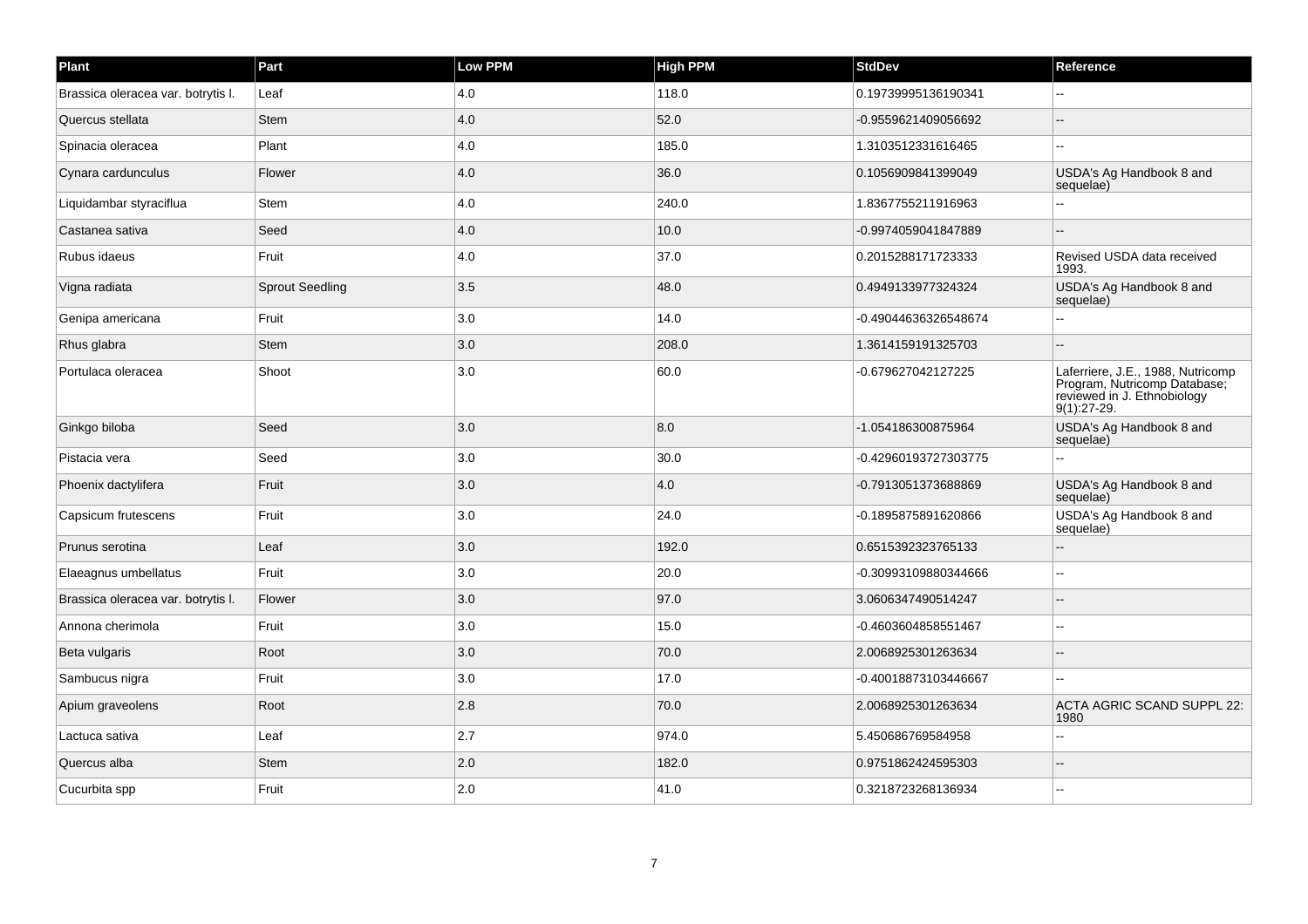| Plant | Part | Low PPM | High PPM | StdDev | Reference |
| --- | --- | --- | --- | --- | --- |
| Brassica oleracea var. botrytis l. | Leaf | 4.0 | 118.0 | 0.19739995136190341 | -- |
| Quercus stellata | Stem | 4.0 | 52.0 | -0.9559621409056692 | -- |
| Spinacia oleracea | Plant | 4.0 | 185.0 | 1.3103512331616465 | -- |
| Cynara cardunculus | Flower | 4.0 | 36.0 | 0.1056909841399049 | USDA's Ag Handbook 8 and sequelae) |
| Liquidambar styraciflua | Stem | 4.0 | 240.0 | 1.8367755211916963 | -- |
| Castanea sativa | Seed | 4.0 | 10.0 | -0.9974059041847889 | -- |
| Rubus idaeus | Fruit | 4.0 | 37.0 | 0.2015288171723333 | Revised USDA data received 1993. |
| Vigna radiata | Sprout Seedling | 3.5 | 48.0 | 0.4949133977324324 | USDA's Ag Handbook 8 and sequelae) |
| Genipa americana | Fruit | 3.0 | 14.0 | -0.49044636326548674 | -- |
| Rhus glabra | Stem | 3.0 | 208.0 | 1.3614159191325703 | -- |
| Portulaca oleracea | Shoot | 3.0 | 60.0 | -0.679627042127225 | Laferriere, J.E., 1988, Nutricomp Program, Nutricomp Database; reviewed in J. Ethnobiology 9(1):27-29. |
| Ginkgo biloba | Seed | 3.0 | 8.0 | -1.054186300875964 | USDA's Ag Handbook 8 and sequelae) |
| Pistacia vera | Seed | 3.0 | 30.0 | -0.42960193727303775 | -- |
| Phoenix dactylifera | Fruit | 3.0 | 4.0 | -0.7913051373688869 | USDA's Ag Handbook 8 and sequelae) |
| Capsicum frutescens | Fruit | 3.0 | 24.0 | -0.1895875891620866 | USDA's Ag Handbook 8 and sequelae) |
| Prunus serotina | Leaf | 3.0 | 192.0 | 0.6515392323765133 | -- |
| Elaeagnus umbellatus | Fruit | 3.0 | 20.0 | -0.30993109880344666 | -- |
| Brassica oleracea var. botrytis l. | Flower | 3.0 | 97.0 | 3.0606347490514247 | -- |
| Annona cherimola | Fruit | 3.0 | 15.0 | -0.4603604858551467 | -- |
| Beta vulgaris | Root | 3.0 | 70.0 | 2.0068925301263634 | -- |
| Sambucus nigra | Fruit | 3.0 | 17.0 | -0.40018873103446667 | -- |
| Apium graveolens | Root | 2.8 | 70.0 | 2.0068925301263634 | ACTA AGRIC SCAND SUPPL 22: 1980 |
| Lactuca sativa | Leaf | 2.7 | 974.0 | 5.450686769584958 | -- |
| Quercus alba | Stem | 2.0 | 182.0 | 0.9751862424595303 | -- |
| Cucurbita spp | Fruit | 2.0 | 41.0 | 0.3218723268136934 | -- |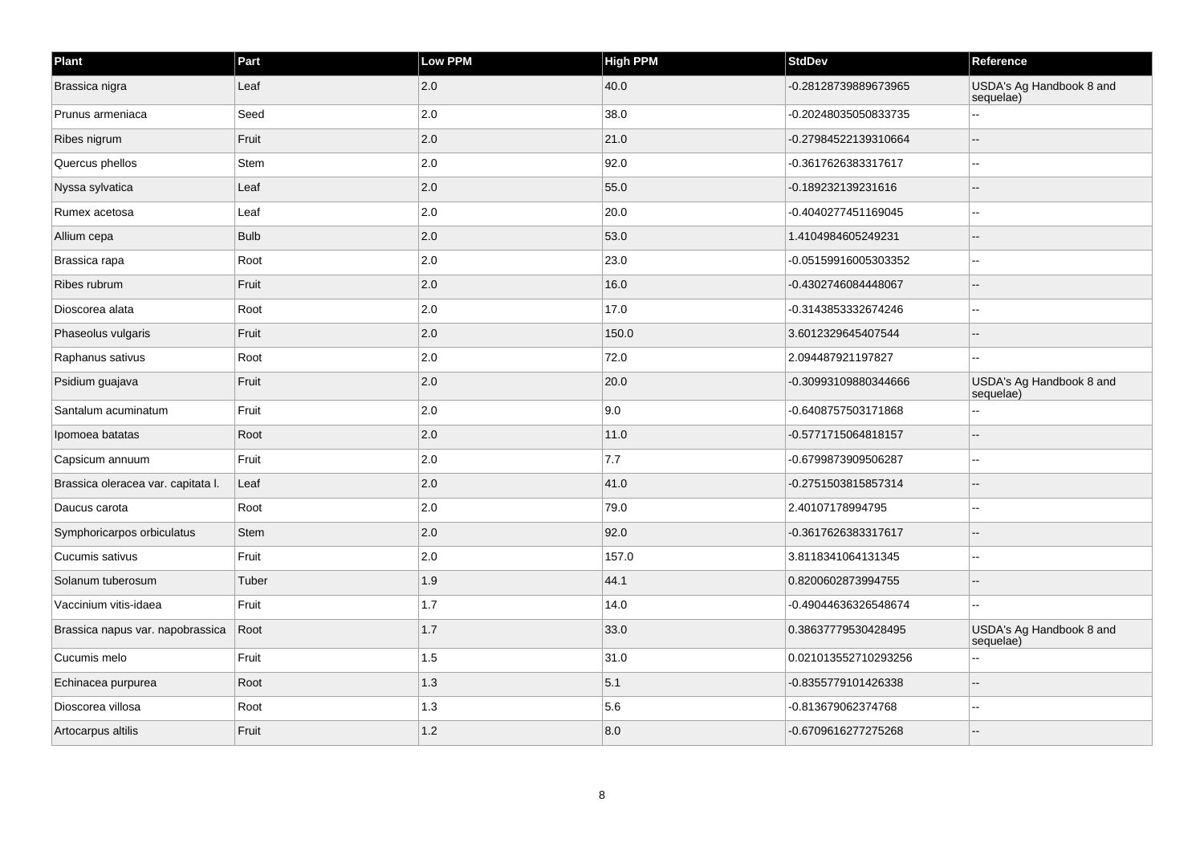| Plant | Part | Low PPM | High PPM | StdDev | Reference |
|---|---|---|---|---|---|
| Brassica nigra | Leaf | 2.0 | 40.0 | -0.28128739889673965 | USDA's Ag Handbook 8 and sequelae) |
| Prunus armeniaca | Seed | 2.0 | 38.0 | -0.20248035050833735 | -- |
| Ribes nigrum | Fruit | 2.0 | 21.0 | -0.27984522139310664 | -- |
| Quercus phellos | Stem | 2.0 | 92.0 | -0.3617626383317617 | -- |
| Nyssa sylvatica | Leaf | 2.0 | 55.0 | -0.189232139231616 | -- |
| Rumex acetosa | Leaf | 2.0 | 20.0 | -0.4040277451169045 | -- |
| Allium cepa | Bulb | 2.0 | 53.0 | 1.4104984605249231 | -- |
| Brassica rapa | Root | 2.0 | 23.0 | -0.05159916005303352 | -- |
| Ribes rubrum | Fruit | 2.0 | 16.0 | -0.4302746084448067 | -- |
| Dioscorea alata | Root | 2.0 | 17.0 | -0.3143853332674246 | -- |
| Phaseolus vulgaris | Fruit | 2.0 | 150.0 | 3.6012329645407544 | -- |
| Raphanus sativus | Root | 2.0 | 72.0 | 2.094487921197827 | -- |
| Psidium guajava | Fruit | 2.0 | 20.0 | -0.30993109880344666 | USDA's Ag Handbook 8 and sequelae) |
| Santalum acuminatum | Fruit | 2.0 | 9.0 | -0.6408757503171868 | -- |
| Ipomoea batatas | Root | 2.0 | 11.0 | -0.5771715064818157 | -- |
| Capsicum annuum | Fruit | 2.0 | 7.7 | -0.6799873909506287 | -- |
| Brassica oleracea var. capitata l. | Leaf | 2.0 | 41.0 | -0.2751503815857314 | -- |
| Daucus carota | Root | 2.0 | 79.0 | 2.40107178994795 | -- |
| Symphoricarpos orbiculatus | Stem | 2.0 | 92.0 | -0.3617626383317617 | -- |
| Cucumis sativus | Fruit | 2.0 | 157.0 | 3.8118341064131345 | -- |
| Solanum tuberosum | Tuber | 1.9 | 44.1 | 0.8200602873994755 | -- |
| Vaccinium vitis-idaea | Fruit | 1.7 | 14.0 | -0.49044636326548674 | -- |
| Brassica napus var. napobrassica | Root | 1.7 | 33.0 | 0.38637779530428495 | USDA's Ag Handbook 8 and sequelae) |
| Cucumis melo | Fruit | 1.5 | 31.0 | 0.021013552710293256 | -- |
| Echinacea purpurea | Root | 1.3 | 5.1 | -0.8355779101426338 | -- |
| Dioscorea villosa | Root | 1.3 | 5.6 | -0.813679062374768 | -- |
| Artocarpus altilis | Fruit | 1.2 | 8.0 | -0.6709616277275268 | -- |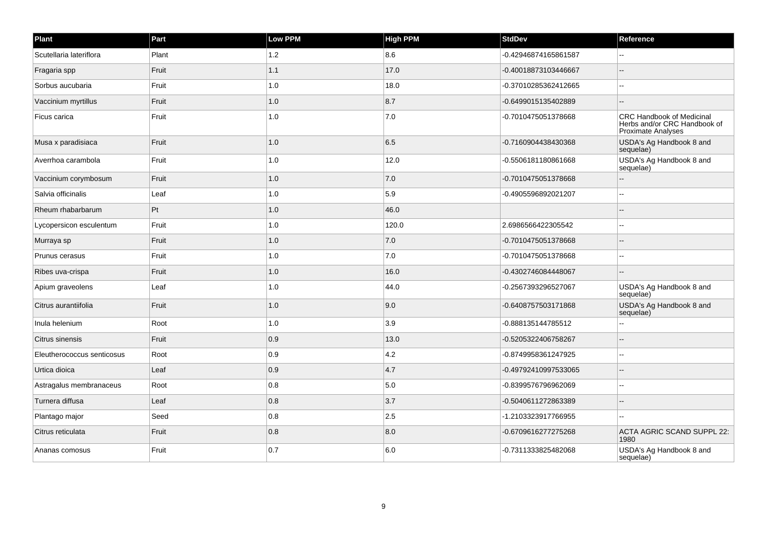| Plant | Part | Low PPM | High PPM | StdDev | Reference |
|---|---|---|---|---|---|
| Scutellaria lateriflora | Plant | 1.2 | 8.6 | -0.42946874165861587 | -- |
| Fragaria spp | Fruit | 1.1 | 17.0 | -0.40018873103446667 | -- |
| Sorbus aucubaria | Fruit | 1.0 | 18.0 | -0.37010285362412665 | -- |
| Vaccinium myrtillus | Fruit | 1.0 | 8.7 | -0.6499015135402889 | -- |
| Ficus carica | Fruit | 1.0 | 7.0 | -0.7010475051378668 | CRC Handbook of Medicinal Herbs and/or CRC Handbook of Proximate Analyses |
| Musa x paradisiaca | Fruit | 1.0 | 6.5 | -0.7160904438430368 | USDA's Ag Handbook 8 and sequelae) |
| Averrhoa carambola | Fruit | 1.0 | 12.0 | -0.5506181180861668 | USDA's Ag Handbook 8 and sequelae) |
| Vaccinium corymbosum | Fruit | 1.0 | 7.0 | -0.7010475051378668 | -- |
| Salvia officinalis | Leaf | 1.0 | 5.9 | -0.4905596892021207 | -- |
| Rheum rhabarbarum | Pt | 1.0 | 46.0 | | -- |
| Lycopersicon esculentum | Fruit | 1.0 | 120.0 | 2.6986566422305542 | -- |
| Murraya sp | Fruit | 1.0 | 7.0 | -0.7010475051378668 | -- |
| Prunus cerasus | Fruit | 1.0 | 7.0 | -0.7010475051378668 | -- |
| Ribes uva-crispa | Fruit | 1.0 | 16.0 | -0.4302746084448067 | -- |
| Apium graveolens | Leaf | 1.0 | 44.0 | -0.2567393296527067 | USDA's Ag Handbook 8 and sequelae) |
| Citrus aurantiifolia | Fruit | 1.0 | 9.0 | -0.6408757503171868 | USDA's Ag Handbook 8 and sequelae) |
| Inula helenium | Root | 1.0 | 3.9 | -0.888135144785512 | -- |
| Citrus sinensis | Fruit | 0.9 | 13.0 | -0.5205322406758267 | -- |
| Eleutherococcus senticosus | Root | 0.9 | 4.2 | -0.8749958361247925 | -- |
| Urtica dioica | Leaf | 0.9 | 4.7 | -0.49792410997533065 | -- |
| Astragalus membranaceus | Root | 0.8 | 5.0 | -0.8399576796962069 | -- |
| Turnera diffusa | Leaf | 0.8 | 3.7 | -0.5040611272863389 | -- |
| Plantago major | Seed | 0.8 | 2.5 | -1.2103323917766955 | -- |
| Citrus reticulata | Fruit | 0.8 | 8.0 | -0.6709616277275268 | ACTA AGRIC SCAND SUPPL 22: 1980 |
| Ananas comosus | Fruit | 0.7 | 6.0 | -0.7311333825482068 | USDA's Ag Handbook 8 and sequelae) |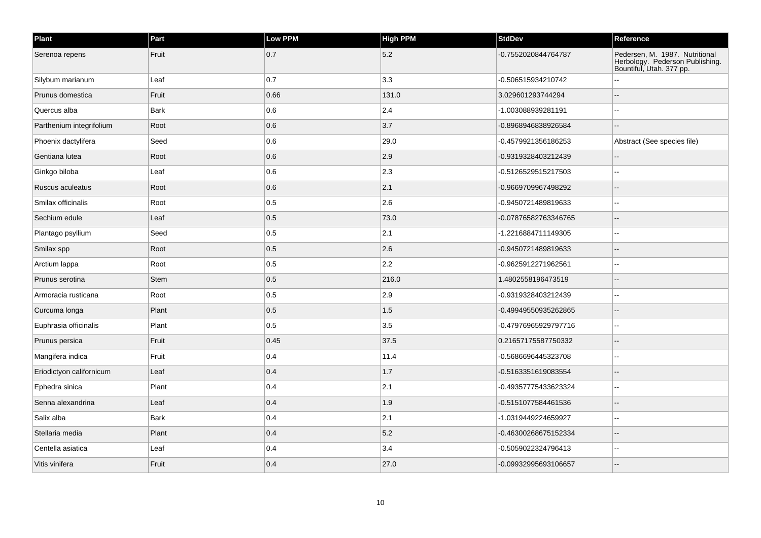| Plant | Part | Low PPM | High PPM | StdDev | Reference |
| --- | --- | --- | --- | --- | --- |
| Serenoa repens | Fruit | 0.7 | 5.2 | -0.7552020844764787 | Pedersen, M. 1987. Nutritional Herbology. Pederson Publishing. Bountiful, Utah. 377 pp. |
| Silybum marianum | Leaf | 0.7 | 3.3 | -0.506515934210742 | -- |
| Prunus domestica | Fruit | 0.66 | 131.0 | 3.029601293744294 | -- |
| Quercus alba | Bark | 0.6 | 2.4 | -1.003088939281191 | -- |
| Parthenium integrifolium | Root | 0.6 | 3.7 | -0.8968946838926584 | -- |
| Phoenix dactylifera | Seed | 0.6 | 29.0 | -0.4579921356186253 | Abstract (See species file) |
| Gentiana lutea | Root | 0.6 | 2.9 | -0.9319328403212439 | -- |
| Ginkgo biloba | Leaf | 0.6 | 2.3 | -0.5126529515217503 | -- |
| Ruscus aculeatus | Root | 0.6 | 2.1 | -0.9669709967498292 | -- |
| Smilax officinalis | Root | 0.5 | 2.6 | -0.9450721489819633 | -- |
| Sechium edule | Leaf | 0.5 | 73.0 | -0.07876582763346765 | -- |
| Plantago psyllium | Seed | 0.5 | 2.1 | -1.2216884711149305 | -- |
| Smilax spp | Root | 0.5 | 2.6 | -0.9450721489819633 | -- |
| Arctium lappa | Root | 0.5 | 2.2 | -0.9625912271962561 | -- |
| Prunus serotina | Stem | 0.5 | 216.0 | 1.4802558196473519 | -- |
| Armoracia rusticana | Root | 0.5 | 2.9 | -0.9319328403212439 | -- |
| Curcuma longa | Plant | 0.5 | 1.5 | -0.49949550935262865 | -- |
| Euphrasia officinalis | Plant | 0.5 | 3.5 | -0.47976965929797716 | -- |
| Prunus persica | Fruit | 0.45 | 37.5 | 0.21657175587750332 | -- |
| Mangifera indica | Fruit | 0.4 | 11.4 | -0.5686696445323708 | -- |
| Eriodictyon californicum | Leaf | 0.4 | 1.7 | -0.5163351619083554 | -- |
| Ephedra sinica | Plant | 0.4 | 2.1 | -0.49357775433623324 | -- |
| Senna alexandrina | Leaf | 0.4 | 1.9 | -0.5151077584461536 | -- |
| Salix alba | Bark | 0.4 | 2.1 | -1.0319449224659927 | -- |
| Stellaria media | Plant | 0.4 | 5.2 | -0.46300268675152334 | -- |
| Centella asiatica | Leaf | 0.4 | 3.4 | -0.5059022324796413 | -- |
| Vitis vinifera | Fruit | 0.4 | 27.0 | -0.09932995693106657 | -- |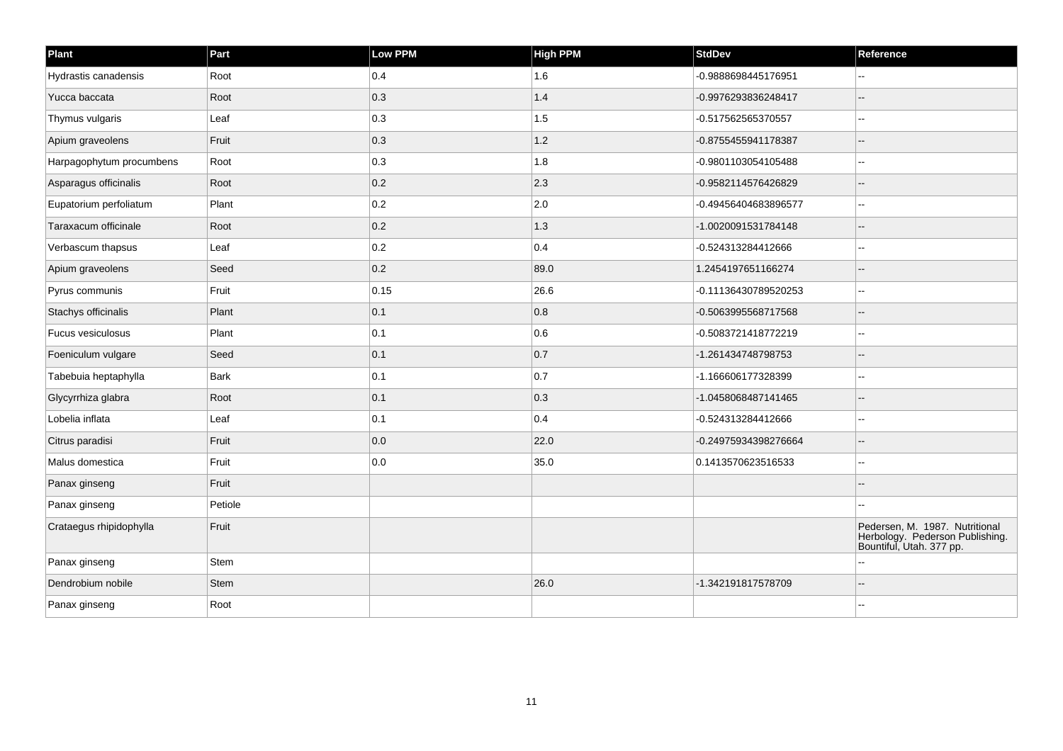| Plant | Part | Low PPM | High PPM | StdDev | Reference |
| --- | --- | --- | --- | --- | --- |
| Hydrastis canadensis | Root | 0.4 | 1.6 | -0.9888698445176951 | -- |
| Yucca baccata | Root | 0.3 | 1.4 | -0.9976293836248417 | -- |
| Thymus vulgaris | Leaf | 0.3 | 1.5 | -0.517562565370557 | -- |
| Apium graveolens | Fruit | 0.3 | 1.2 | -0.8755455941178387 | -- |
| Harpagophytum procumbens | Root | 0.3 | 1.8 | -0.9801103054105488 | -- |
| Asparagus officinalis | Root | 0.2 | 2.3 | -0.9582114576426829 | -- |
| Eupatorium perfoliatum | Plant | 0.2 | 2.0 | -0.49456404683896577 | -- |
| Taraxacum officinale | Root | 0.2 | 1.3 | -1.0020091531784148 | -- |
| Verbascum thapsus | Leaf | 0.2 | 0.4 | -0.524313284412666 | -- |
| Apium graveolens | Seed | 0.2 | 89.0 | 1.2454197651166274 | -- |
| Pyrus communis | Fruit | 0.15 | 26.6 | -0.11136430789520253 | -- |
| Stachys officinalis | Plant | 0.1 | 0.8 | -0.5063995568717568 | -- |
| Fucus vesiculosus | Plant | 0.1 | 0.6 | -0.5083721418772219 | -- |
| Foeniculum vulgare | Seed | 0.1 | 0.7 | -1.261434748798753 | -- |
| Tabebuia heptaphylla | Bark | 0.1 | 0.7 | -1.166606177328399 | -- |
| Glycyrrhiza glabra | Root | 0.1 | 0.3 | -1.0458068487141465 | -- |
| Lobelia inflata | Leaf | 0.1 | 0.4 | -0.524313284412666 | -- |
| Citrus paradisi | Fruit | 0.0 | 22.0 | -0.24975934398276664 | -- |
| Malus domestica | Fruit | 0.0 | 35.0 | 0.1413570623516533 | -- |
| Panax ginseng | Fruit | | | | -- |
| Panax ginseng | Petiole | | | | -- |
| Crataegus rhipidophylla | Fruit | | | | Pedersen, M. 1987. Nutritional Herbology. Pederson Publishing. Bountiful, Utah. 377 pp. |
| Panax ginseng | Stem | | | | -- |
| Dendrobium nobile | Stem | | 26.0 | -1.342191817578709 | -- |
| Panax ginseng | Root | | | | -- |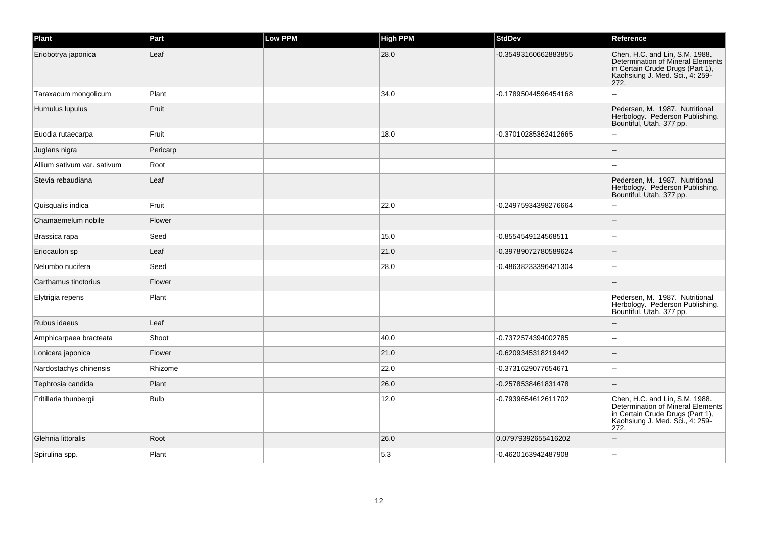| Plant | Part | Low PPM | High PPM | StdDev | Reference |
|---|---|---|---|---|---|
| Eriobotrya japonica | Leaf | | 28.0 | -0.35493160662883855 | Chen, H.C. and Lin, S.M. 1988. Determination of Mineral Elements in Certain Crude Drugs (Part 1), Kaohsiung J. Med. Sci., 4: 259-272. |
| Taraxacum mongolicum | Plant | | 34.0 | -0.17895044596454168 | -- |
| Humulus lupulus | Fruit | | | | Pedersen, M. 1987. Nutritional Herbology. Pederson Publishing. Bountiful, Utah. 377 pp. |
| Euodia rutaecarpa | Fruit | | 18.0 | -0.37010285362412665 | -- |
| Juglans nigra | Pericarp | | | | -- |
| Allium sativum var. sativum | Root | | | | -- |
| Stevia rebaudiana | Leaf | | | | Pedersen, M. 1987. Nutritional Herbology. Pederson Publishing. Bountiful, Utah. 377 pp. |
| Quisqualis indica | Fruit | | 22.0 | -0.24975934398276664 | -- |
| Chamaemelum nobile | Flower | | | | -- |
| Brassica rapa | Seed | | 15.0 | -0.8554549124568511 | -- |
| Eriocaulon sp | Leaf | | 21.0 | -0.39789072780589624 | -- |
| Nelumbo nucifera | Seed | | 28.0 | -0.48638233396421304 | -- |
| Carthamus tinctorius | Flower | | | | -- |
| Elytrigia repens | Plant | | | | Pedersen, M. 1987. Nutritional Herbology. Pederson Publishing. Bountiful, Utah. 377 pp. |
| Rubus idaeus | Leaf | | | | -- |
| Amphicarpaea bracteata | Shoot | | 40.0 | -0.7372574394002785 | -- |
| Lonicera japonica | Flower | | 21.0 | -0.6209345318219442 | -- |
| Nardostachys chinensis | Rhizome | | 22.0 | -0.3731629077654671 | -- |
| Tephrosia candida | Plant | | 26.0 | -0.2578538461831478 | -- |
| Fritillaria thunbergii | Bulb | | 12.0 | -0.7939654612611702 | Chen, H.C. and Lin, S.M. 1988. Determination of Mineral Elements in Certain Crude Drugs (Part 1), Kaohsiung J. Med. Sci., 4: 259-272. |
| Glehnia littoralis | Root | | 26.0 | 0.07979392655416202 | -- |
| Spirulina spp. | Plant | | 5.3 | -0.4620163942487908 | -- |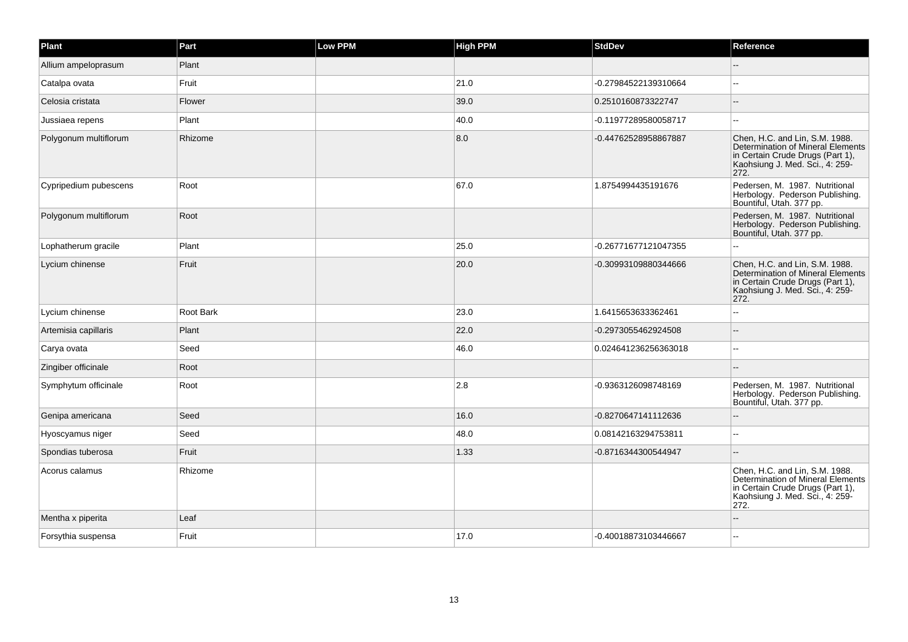| Plant | Part | Low PPM | High PPM | StdDev | Reference |
| --- | --- | --- | --- | --- | --- |
| Allium ampeloprasum | Plant | | | | -- |
| Catalpa ovata | Fruit | | 21.0 | -0.27984522139310664 | -- |
| Celosia cristata | Flower | | 39.0 | 0.2510160873322747 | -- |
| Jussiaea repens | Plant | | 40.0 | -0.11977289580058717 | -- |
| Polygonum multiflorum | Rhizome | | 8.0 | -0.44762528958867887 | Chen, H.C. and Lin, S.M. 1988. Determination of Mineral Elements in Certain Crude Drugs (Part 1), Kaohsiung J. Med. Sci., 4: 259-272. |
| Cypripedium pubescens | Root | | 67.0 | 1.8754994435191676 | Pedersen, M. 1987. Nutritional Herbology. Pederson Publishing. Bountiful, Utah. 377 pp. |
| Polygonum multiflorum | Root | | | | Pedersen, M. 1987. Nutritional Herbology. Pederson Publishing. Bountiful, Utah. 377 pp. |
| Lophatherum gracile | Plant | | 25.0 | -0.26771677121047355 | -- |
| Lycium chinense | Fruit | | 20.0 | -0.30993109880344666 | Chen, H.C. and Lin, S.M. 1988. Determination of Mineral Elements in Certain Crude Drugs (Part 1), Kaohsiung J. Med. Sci., 4: 259-272. |
| Lycium chinense | Root Bark | | 23.0 | 1.6415653633362461 | -- |
| Artemisia capillaris | Plant | | 22.0 | -0.2973055462924508 | -- |
| Carya ovata | Seed | | 46.0 | 0.024641236256363018 | -- |
| Zingiber officinale | Root | | | | -- |
| Symphytum officinale | Root | | 2.8 | -0.9363126098748169 | Pedersen, M. 1987. Nutritional Herbology. Pederson Publishing. Bountiful, Utah. 377 pp. |
| Genipa americana | Seed | | 16.0 | -0.8270647141112636 | -- |
| Hyoscyamus niger | Seed | | 48.0 | 0.08142163294753811 | -- |
| Spondias tuberosa | Fruit | | 1.33 | -0.8716344300544947 | -- |
| Acorus calamus | Rhizome | | | | Chen, H.C. and Lin, S.M. 1988. Determination of Mineral Elements in Certain Crude Drugs (Part 1), Kaohsiung J. Med. Sci., 4: 259-272. |
| Mentha x piperita | Leaf | | | | -- |
| Forsythia suspensa | Fruit | | 17.0 | -0.40018873103446667 | -- |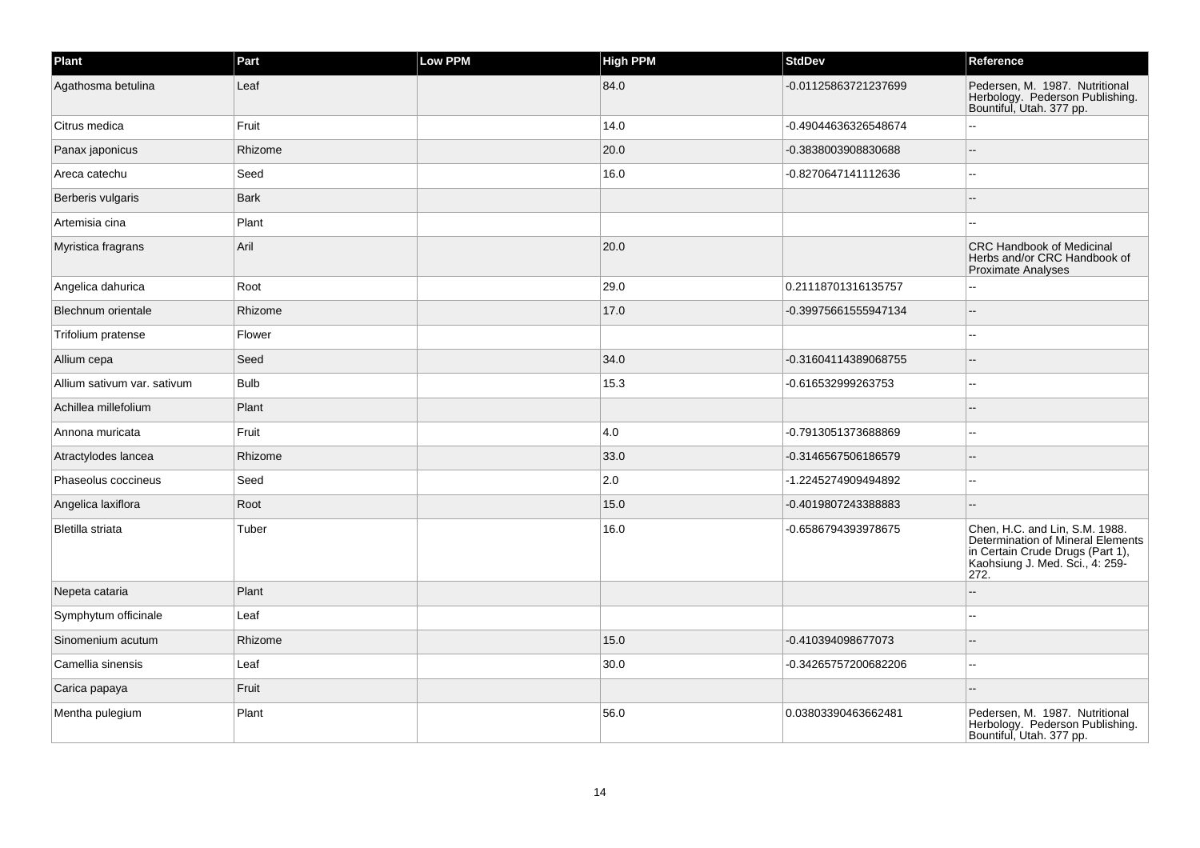| Plant | Part | Low PPM | High PPM | StdDev | Reference |
|---|---|---|---|---|---|
| Agathosma betulina | Leaf | | 84.0 | -0.01125863721237699 | Pedersen, M. 1987. Nutritional Herbology. Pederson Publishing. Bountiful, Utah. 377 pp. |
| Citrus medica | Fruit | | 14.0 | -0.49044636326548674 | -- |
| Panax japonicus | Rhizome | | 20.0 | -0.3838003908830688 | -- |
| Areca catechu | Seed | | 16.0 | -0.8270647141112636 | -- |
| Berberis vulgaris | Bark | | | | -- |
| Artemisia cina | Plant | | | | -- |
| Myristica fragrans | Aril | | 20.0 | | CRC Handbook of Medicinal Herbs and/or CRC Handbook of Proximate Analyses |
| Angelica dahurica | Root | | 29.0 | 0.21118701316135757 | -- |
| Blechnum orientale | Rhizome | | 17.0 | -0.39975661555947134 | -- |
| Trifolium pratense | Flower | | | | -- |
| Allium cepa | Seed | | 34.0 | -0.31604114389068755 | -- |
| Allium sativum var. sativum | Bulb | | 15.3 | -0.616532999263753 | -- |
| Achillea millefolium | Plant | | | | -- |
| Annona muricata | Fruit | | 4.0 | -0.7913051373688869 | -- |
| Atractylodes lancea | Rhizome | | 33.0 | -0.3146567506186579 | -- |
| Phaseolus coccineus | Seed | | 2.0 | -1.2245274909494892 | -- |
| Angelica laxiflora | Root | | 15.0 | -0.4019807243388883 | -- |
| Bletilla striata | Tuber | | 16.0 | -0.6586794393978675 | Chen, H.C. and Lin, S.M. 1988. Determination of Mineral Elements in Certain Crude Drugs (Part 1), Kaohsiung J. Med. Sci., 4: 259-272. |
| Nepeta cataria | Plant | | | | -- |
| Symphytum officinale | Leaf | | | | -- |
| Sinomenium acutum | Rhizome | | 15.0 | -0.410394098677073 | -- |
| Camellia sinensis | Leaf | | 30.0 | -0.34265757200682206 | -- |
| Carica papaya | Fruit | | | | -- |
| Mentha pulegium | Plant | | 56.0 | 0.03803390463662481 | Pedersen, M. 1987. Nutritional Herbology. Pederson Publishing. Bountiful, Utah. 377 pp. |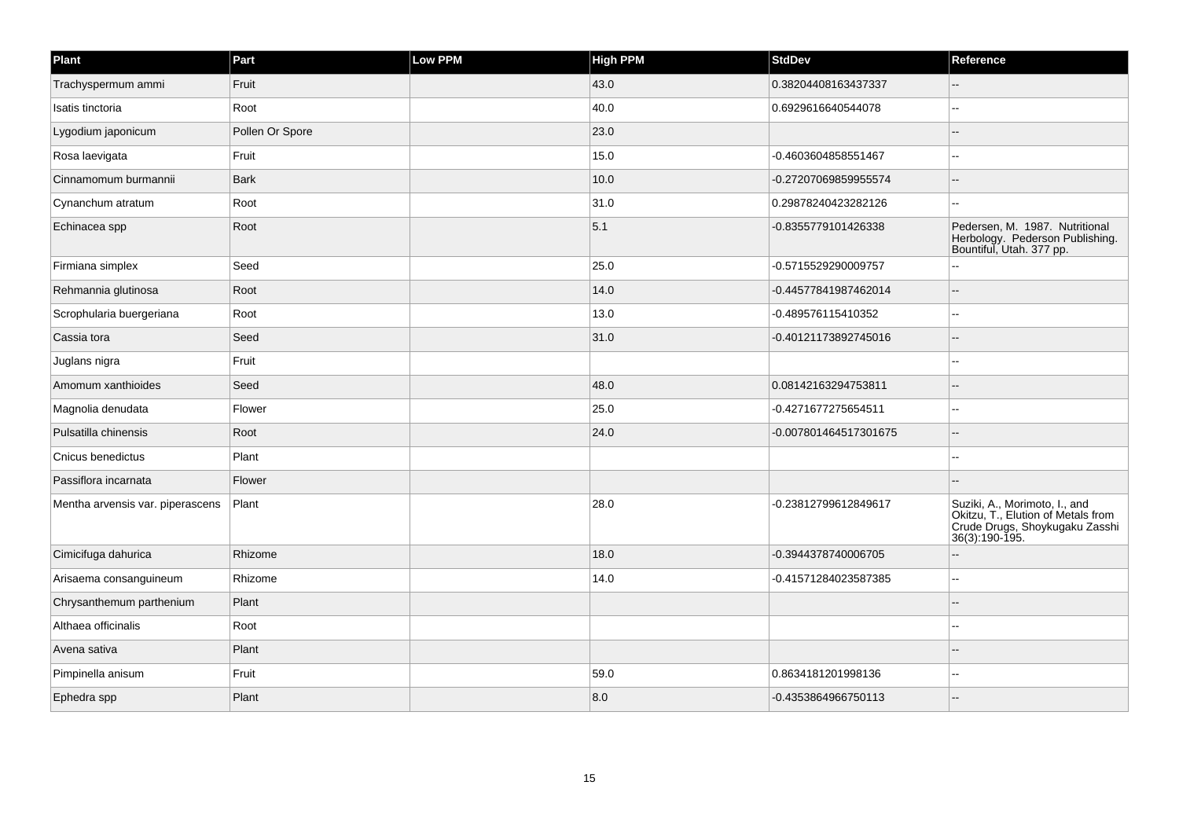| Plant | Part | Low PPM | High PPM | StdDev | Reference |
| --- | --- | --- | --- | --- | --- |
| Trachyspermum ammi | Fruit | | 43.0 | 0.38204408163437337 | -- |
| Isatis tinctoria | Root | | 40.0 | 0.6929616640544078 | -- |
| Lygodium japonicum | Pollen Or Spore | | 23.0 | | -- |
| Rosa laevigata | Fruit | | 15.0 | -0.4603604858551467 | -- |
| Cinnamomum burmannii | Bark | | 10.0 | -0.27207069859955574 | -- |
| Cynanchum atratum | Root | | 31.0 | 0.29878240423282126 | -- |
| Echinacea spp | Root | | 5.1 | -0.8355779101426338 | Pedersen, M. 1987. Nutritional Herbology. Pederson Publishing. Bountiful, Utah. 377 pp. |
| Firmiana simplex | Seed | | 25.0 | -0.5715529290009757 | -- |
| Rehmannia glutinosa | Root | | 14.0 | -0.44577841987462014 | -- |
| Scrophularia buergeriana | Root | | 13.0 | -0.489576115410352 | -- |
| Cassia tora | Seed | | 31.0 | -0.40121173892745016 | -- |
| Juglans nigra | Fruit | | | | -- |
| Amomum xanthioides | Seed | | 48.0 | 0.08142163294753811 | -- |
| Magnolia denudata | Flower | | 25.0 | -0.4271677275654511 | -- |
| Pulsatilla chinensis | Root | | 24.0 | -0.007801464517301675 | -- |
| Cnicus benedictus | Plant | | | | -- |
| Passiflora incarnata | Flower | | | | -- |
| Mentha arvensis var. piperascens | Plant | | 28.0 | -0.23812799612849617 | Suziki, A., Morimoto, I., and Okitzu, T., Elution of Metals from Crude Drugs, Shoykugaku Zasshi 36(3):190-195. |
| Cimicifuga dahurica | Rhizome | | 18.0 | -0.3944378740006705 | -- |
| Arisaema consanguineum | Rhizome | | 14.0 | -0.41571284023587385 | -- |
| Chrysanthemum parthenium | Plant | | | | -- |
| Althaea officinalis | Root | | | | -- |
| Avena sativa | Plant | | | | -- |
| Pimpinella anisum | Fruit | | 59.0 | 0.8634181201998136 | -- |
| Ephedra spp | Plant | | 8.0 | -0.4353864966750113 | -- |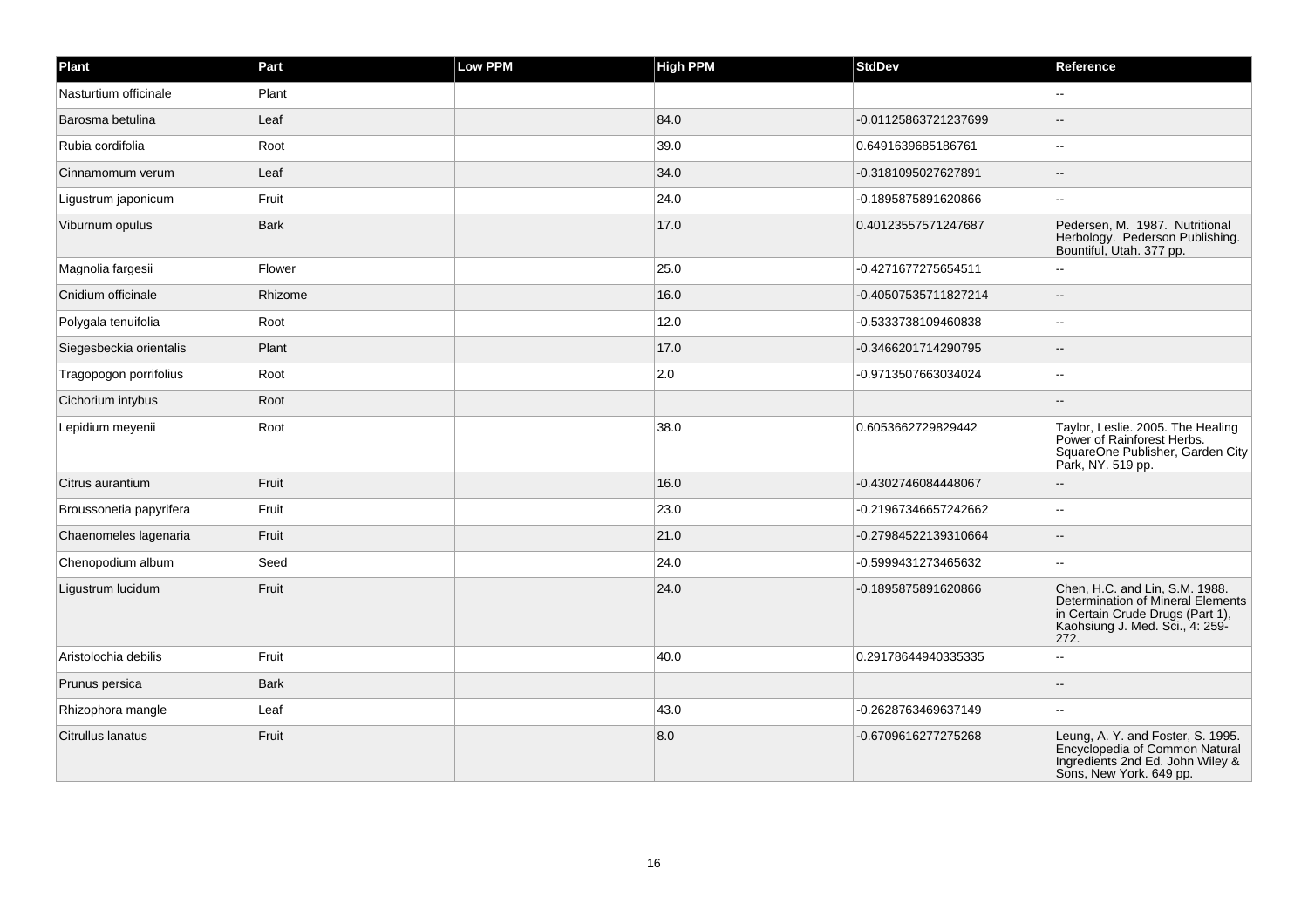| Plant | Part | Low PPM | High PPM | StdDev | Reference |
| --- | --- | --- | --- | --- | --- |
| Nasturtium officinale | Plant | | | | -- |
| Barosma betulina | Leaf | | 84.0 | -0.01125863721237699 | -- |
| Rubia cordifolia | Root | | 39.0 | 0.6491639685186761 | -- |
| Cinnamomum verum | Leaf | | 34.0 | -0.3181095027627891 | -- |
| Ligustrum japonicum | Fruit | | 24.0 | -0.1895875891620866 | -- |
| Viburnum opulus | Bark | | 17.0 | 0.40123557571247687 | Pedersen, M. 1987. Nutritional Herbology. Pederson Publishing. Bountiful, Utah. 377 pp. |
| Magnolia fargesii | Flower | | 25.0 | -0.4271677275654511 | -- |
| Cnidium officinale | Rhizome | | 16.0 | -0.40507535711827214 | -- |
| Polygala tenuifolia | Root | | 12.0 | -0.5333738109460838 | -- |
| Siegesbeckia orientalis | Plant | | 17.0 | -0.3466201714290795 | -- |
| Tragopogon porrifolius | Root | | 2.0 | -0.9713507663034024 | -- |
| Cichorium intybus | Root | | | | -- |
| Lepidium meyenii | Root | | 38.0 | 0.6053662729829442 | Taylor, Leslie. 2005. The Healing Power of Rainforest Herbs. SquareOne Publisher, Garden City Park, NY. 519 pp. |
| Citrus aurantium | Fruit | | 16.0 | -0.4302746084448067 | -- |
| Broussonetia papyrifera | Fruit | | 23.0 | -0.21967346657242662 | -- |
| Chaenomeles lagenaria | Fruit | | 21.0 | -0.27984522139310664 | -- |
| Chenopodium album | Seed | | 24.0 | -0.5999431273465632 | -- |
| Ligustrum lucidum | Fruit | | 24.0 | -0.1895875891620866 | Chen, H.C. and Lin, S.M. 1988. Determination of Mineral Elements in Certain Crude Drugs (Part 1), Kaohsiung J. Med. Sci., 4: 259-272. |
| Aristolochia debilis | Fruit | | 40.0 | 0.29178644940335335 | -- |
| Prunus persica | Bark | | | | -- |
| Rhizophora mangle | Leaf | | 43.0 | -0.2628763469637149 | -- |
| Citrullus lanatus | Fruit | | 8.0 | -0.6709616277275268 | Leung, A. Y. and Foster, S. 1995. Encyclopedia of Common Natural Ingredients 2nd Ed. John Wiley & Sons, New York. 649 pp. |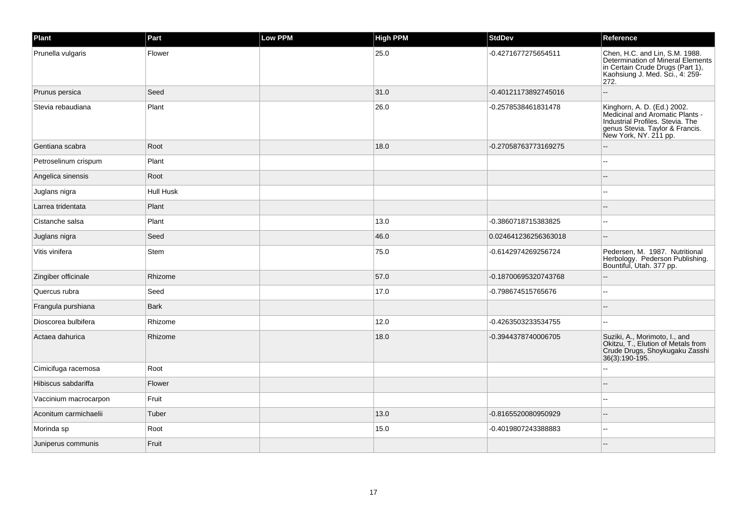| Plant | Part | Low PPM | High PPM | StdDev | Reference |
| --- | --- | --- | --- | --- | --- |
| Prunella vulgaris | Flower | | 25.0 | -0.4271677275654511 | Chen, H.C. and Lin, S.M. 1988. Determination of Mineral Elements in Certain Crude Drugs (Part 1), Kaohsiung J. Med. Sci., 4: 259-272. |
| Prunus persica | Seed | | 31.0 | -0.40121173892745016 | -- |
| Stevia rebaudiana | Plant | | 26.0 | -0.2578538461831478 | Kinghorn, A. D. (Ed.) 2002. Medicinal and Aromatic Plants - Industrial Profiles. Stevia. The genus Stevia. Taylor & Francis. New York, NY. 211 pp. |
| Gentiana scabra | Root | | 18.0 | -0.27058763773169275 | -- |
| Petroselinum crispum | Plant | | | | -- |
| Angelica sinensis | Root | | | | -- |
| Juglans nigra | Hull Husk | | | | -- |
| Larrea tridentata | Plant | | | | -- |
| Cistanche salsa | Plant | | 13.0 | -0.3860718715383825 | -- |
| Juglans nigra | Seed | | 46.0 | 0.024641236256363018 | -- |
| Vitis vinifera | Stem | | 75.0 | -0.6142974269256724 | Pedersen, M. 1987. Nutritional Herbology. Pederson Publishing. Bountiful, Utah. 377 pp. |
| Zingiber officinale | Rhizome | | 57.0 | -0.18700695320743768 | -- |
| Quercus rubra | Seed | | 17.0 | -0.798674515765676 | -- |
| Frangula purshiana | Bark | | | | -- |
| Dioscorea bulbifera | Rhizome | | 12.0 | -0.4263503233534755 | -- |
| Actaea dahurica | Rhizome | | 18.0 | -0.3944378740006705 | Suziki, A., Morimoto, I., and Okitzu, T., Elution of Metals from Crude Drugs, Shoykugaku Zasshi 36(3):190-195. |
| Cimicifuga racemosa | Root | | | | -- |
| Hibiscus sabdariffa | Flower | | | | -- |
| Vaccinium macrocarpon | Fruit | | | | -- |
| Aconitum carmichaelii | Tuber | | 13.0 | -0.8165520080950929 | -- |
| Morinda sp | Root | | 15.0 | -0.4019807243388883 | -- |
| Juniperus communis | Fruit | | | | -- |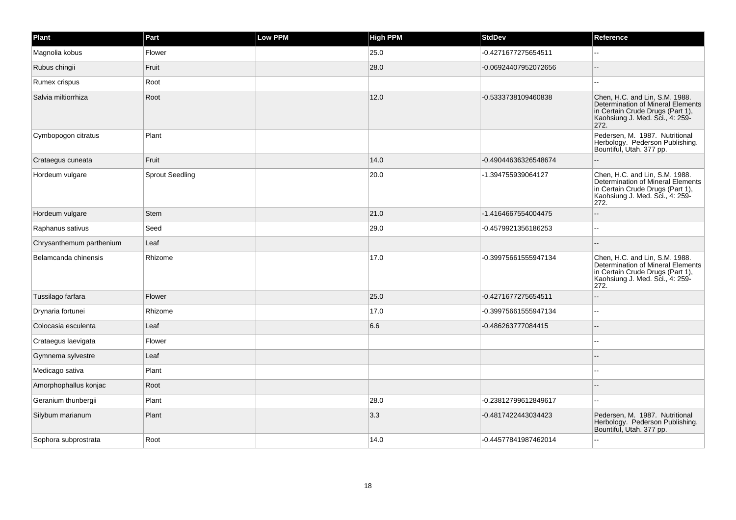| Plant | Part | Low PPM | High PPM | StdDev | Reference |
| --- | --- | --- | --- | --- | --- |
| Magnolia kobus | Flower | | 25.0 | -0.4271677275654511 | -- |
| Rubus chingii | Fruit | | 28.0 | -0.06924407952072656 | -- |
| Rumex crispus | Root | | | | -- |
| Salvia miltiorrhiza | Root | | 12.0 | -0.5333738109460838 | Chen, H.C. and Lin, S.M. 1988. Determination of Mineral Elements in Certain Crude Drugs (Part 1), Kaohsiung J. Med. Sci., 4: 259-272. |
| Cymbopogon citratus | Plant | | | | Pedersen, M. 1987. Nutritional Herbology. Pederson Publishing. Bountiful, Utah. 377 pp. |
| Crataegus cuneata | Fruit | | 14.0 | -0.49044636326548674 | -- |
| Hordeum vulgare | Sprout Seedling | | 20.0 | -1.394755939064127 | Chen, H.C. and Lin, S.M. 1988. Determination of Mineral Elements in Certain Crude Drugs (Part 1), Kaohsiung J. Med. Sci., 4: 259-272. |
| Hordeum vulgare | Stem | | 21.0 | -1.4164667554004475 | -- |
| Raphanus sativus | Seed | | 29.0 | -0.4579921356186253 | -- |
| Chrysanthemum parthenium | Leaf | | | | -- |
| Belamcanda chinensis | Rhizome | | 17.0 | -0.39975661555947134 | Chen, H.C. and Lin, S.M. 1988. Determination of Mineral Elements in Certain Crude Drugs (Part 1), Kaohsiung J. Med. Sci., 4: 259-272. |
| Tussilago farfara | Flower | | 25.0 | -0.4271677275654511 | -- |
| Drynaria fortunei | Rhizome | | 17.0 | -0.39975661555947134 | -- |
| Colocasia esculenta | Leaf | | 6.6 | -0.486263777084415 | -- |
| Crataegus laevigata | Flower | | | | -- |
| Gymnema sylvestre | Leaf | | | | -- |
| Medicago sativa | Plant | | | | -- |
| Amorphophallus konjac | Root | | | | -- |
| Geranium thunbergii | Plant | | 28.0 | -0.23812799612849617 | -- |
| Silybum marianum | Plant | | 3.3 | -0.4817422443034423 | Pedersen, M. 1987. Nutritional Herbology. Pederson Publishing. Bountiful, Utah. 377 pp. |
| Sophora subprostrata | Root | | 14.0 | -0.44577841987462014 | -- |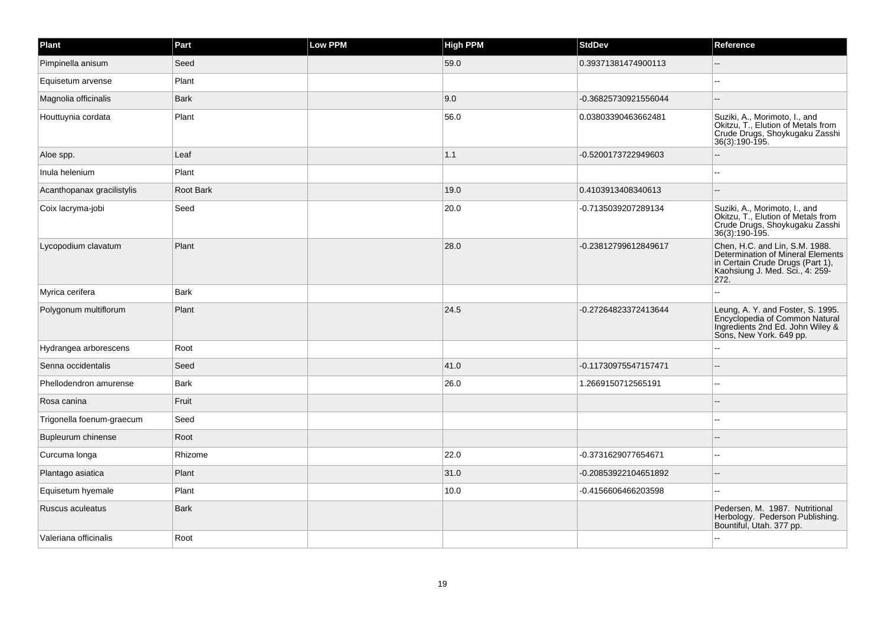| Plant | Part | Low PPM | High PPM | StdDev | Reference |
| --- | --- | --- | --- | --- | --- |
| Pimpinella anisum | Seed | | 59.0 | 0.39371381474900113 | -- |
| Equisetum arvense | Plant | | | | -- |
| Magnolia officinalis | Bark | | 9.0 | -0.36825730921556044 | -- |
| Houttuynia cordata | Plant | | 56.0 | 0.03803390463662481 | Suziki, A., Morimoto, I., and Okitzu, T., Elution of Metals from Crude Drugs, Shoykugaku Zasshi 36(3):190-195. |
| Aloe spp. | Leaf | | 1.1 | -0.5200173722949603 | -- |
| Inula helenium | Plant | | | | -- |
| Acanthopanax gracilistylis | Root Bark | | 19.0 | 0.4103913408340613 | -- |
| Coix lacryma-jobi | Seed | | 20.0 | -0.7135039207289134 | Suziki, A., Morimoto, I., and Okitzu, T., Elution of Metals from Crude Drugs, Shoykugaku Zasshi 36(3):190-195. |
| Lycopodium clavatum | Plant | | 28.0 | -0.23812799612849617 | Chen, H.C. and Lin, S.M. 1988. Determination of Mineral Elements in Certain Crude Drugs (Part 1), Kaohsiung J. Med. Sci., 4: 259-272. |
| Myrica cerifera | Bark | | | | -- |
| Polygonum multiflorum | Plant | | 24.5 | -0.27264823372413644 | Leung, A. Y. and Foster, S. 1995. Encyclopedia of Common Natural Ingredients 2nd Ed. John Wiley & Sons, New York. 649 pp. |
| Hydrangea arborescens | Root | | | | -- |
| Senna occidentalis | Seed | | 41.0 | -0.11730975547157471 | -- |
| Phellodendron amurense | Bark | | 26.0 | 1.2669150712565191 | -- |
| Rosa canina | Fruit | | | | -- |
| Trigonella foenum-graecum | Seed | | | | -- |
| Bupleurum chinense | Root | | | | -- |
| Curcuma longa | Rhizome | | 22.0 | -0.3731629077654671 | -- |
| Plantago asiatica | Plant | | 31.0 | -0.20853922104651892 | -- |
| Equisetum hyemale | Plant | | 10.0 | -0.4156606466203598 | -- |
| Ruscus aculeatus | Bark | | | | Pedersen, M. 1987. Nutritional Herbology. Pederson Publishing. Bountiful, Utah. 377 pp. |
| Valeriana officinalis | Root | | | | -- |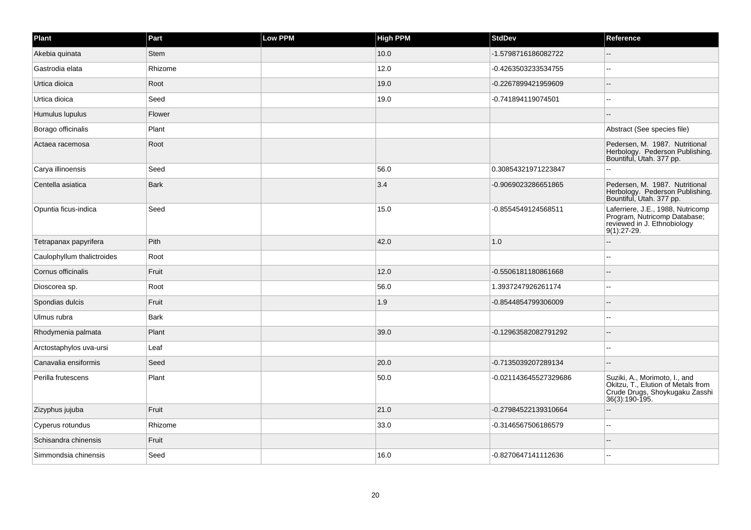| Plant | Part | Low PPM | High PPM | StdDev | Reference |
|---|---|---|---|---|---|
| Akebia quinata | Stem | | 10.0 | -1.5798716186082722 | -- |
| Gastrodia elata | Rhizome | | 12.0 | -0.4263503233534755 | -- |
| Urtica dioica | Root | | 19.0 | -0.2267899421959609 | -- |
| Urtica dioica | Seed | | 19.0 | -0.741894119074501 | -- |
| Humulus lupulus | Flower | | | | -- |
| Borago officinalis | Plant | | | | Abstract (See species file) |
| Actaea racemosa | Root | | | | Pedersen, M. 1987. Nutritional Herbology. Pederson Publishing. Bountiful, Utah. 377 pp. |
| Carya illinoensis | Seed | | 56.0 | 0.30854321971223847 | -- |
| Centella asiatica | Bark | | 3.4 | -0.9069023286651865 | Pedersen, M. 1987. Nutritional Herbology. Pederson Publishing. Bountiful, Utah. 377 pp. |
| Opuntia ficus-indica | Seed | | 15.0 | -0.8554549124568511 | Laferriere, J.E., 1988, Nutricomp Program, Nutricomp Database; reviewed in J. Ethnobiology 9(1):27-29. |
| Tetrapanax papyrifera | Pith | | 42.0 | 1.0 | -- |
| Caulophyllum thalictroides | Root | | | | -- |
| Cornus officinalis | Fruit | | 12.0 | -0.5506181180861668 | -- |
| Dioscorea sp. | Root | | 56.0 | 1.3937247926261174 | -- |
| Spondias dulcis | Fruit | | 1.9 | -0.8544854799306009 | -- |
| Ulmus rubra | Bark | | | | -- |
| Rhodymenia palmata | Plant | | 39.0 | -0.12963582082791292 | -- |
| Arctostaphylos uva-ursi | Leaf | | | | -- |
| Canavalia ensiformis | Seed | | 20.0 | -0.7135039207289134 | -- |
| Perilla frutescens | Plant | | 50.0 | -0.021143645527329686 | Suziki, A., Morimoto, I., and Okitzu, T., Elution of Metals from Crude Drugs, Shoykugaku Zasshi 36(3):190-195. |
| Zizyphus jujuba | Fruit | | 21.0 | -0.27984522139310664 | -- |
| Cyperus rotundus | Rhizome | | 33.0 | -0.3146567506186579 | -- |
| Schisandra chinensis | Fruit | | | | -- |
| Simmondsia chinensis | Seed | | 16.0 | -0.8270647141112636 | -- |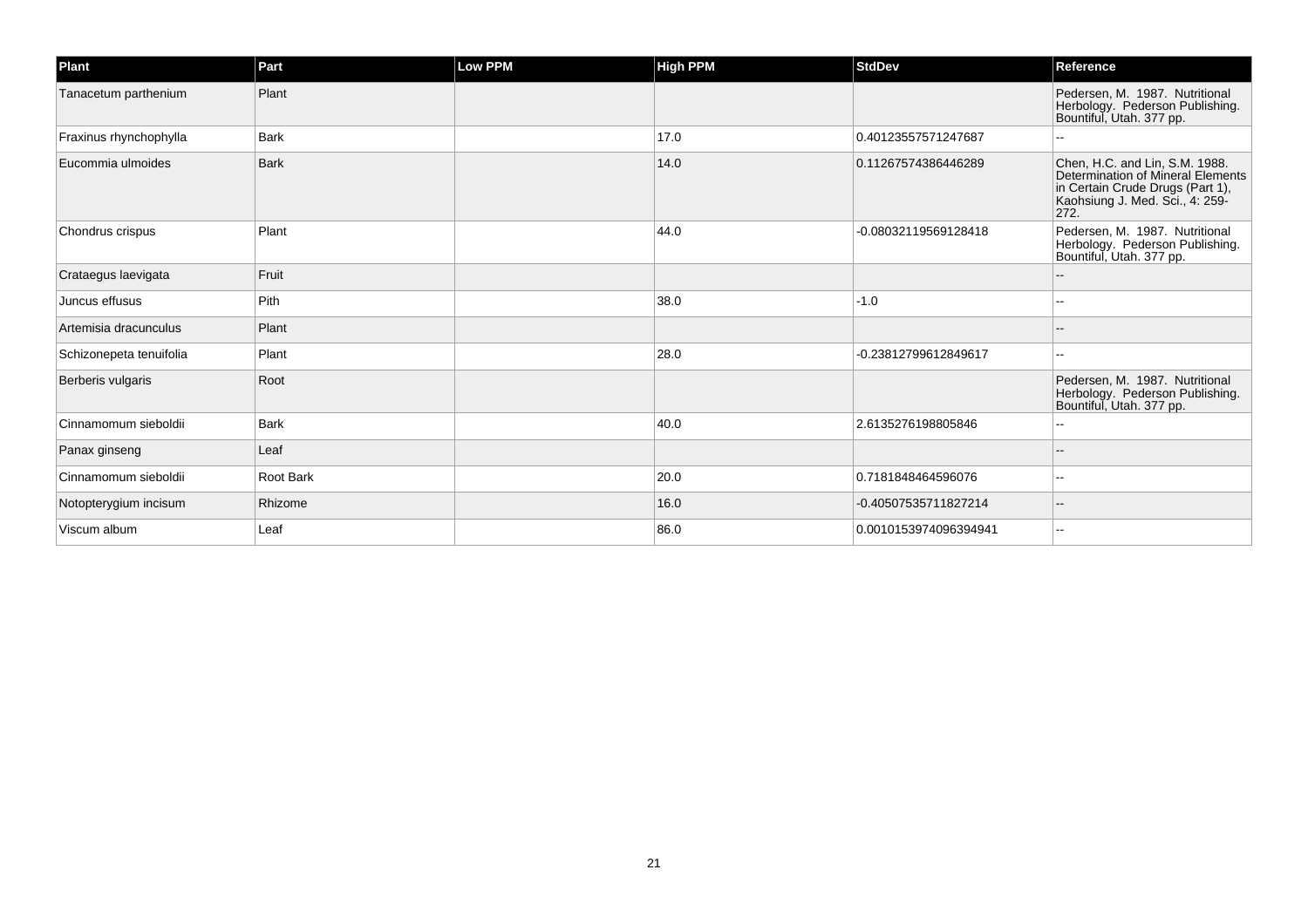| Plant | Part | Low PPM | High PPM | StdDev | Reference |
| --- | --- | --- | --- | --- | --- |
| Tanacetum parthenium | Plant | | | | Pedersen, M. 1987. Nutritional Herbology. Pederson Publishing. Bountiful, Utah. 377 pp. |
| Fraxinus rhynchophylla | Bark | | 17.0 | 0.40123557571247687 | -- |
| Eucommia ulmoides | Bark | | 14.0 | 0.11267574386446289 | Chen, H.C. and Lin, S.M. 1988. Determination of Mineral Elements in Certain Crude Drugs (Part 1), Kaohsiung J. Med. Sci., 4: 259-272. |
| Chondrus crispus | Plant | | 44.0 | -0.08032119569128418 | Pedersen, M. 1987. Nutritional Herbology. Pederson Publishing. Bountiful, Utah. 377 pp. |
| Crataegus laevigata | Fruit | | | | -- |
| Juncus effusus | Pith | | 38.0 | -1.0 | -- |
| Artemisia dracunculus | Plant | | | | -- |
| Schizonepeta tenuifolia | Plant | | 28.0 | -0.23812799612849617 | -- |
| Berberis vulgaris | Root | | | | Pedersen, M. 1987. Nutritional Herbology. Pederson Publishing. Bountiful, Utah. 377 pp. |
| Cinnamomum sieboldii | Bark | | 40.0 | 2.6135276198805846 | -- |
| Panax ginseng | Leaf | | | | -- |
| Cinnamomum sieboldii | Root Bark | | 20.0 | 0.7181848464596076 | -- |
| Notopterygium incisum | Rhizome | | 16.0 | -0.40507535711827214 | -- |
| Viscum album | Leaf | | 86.0 | 0.0010153974096394941 | -- |